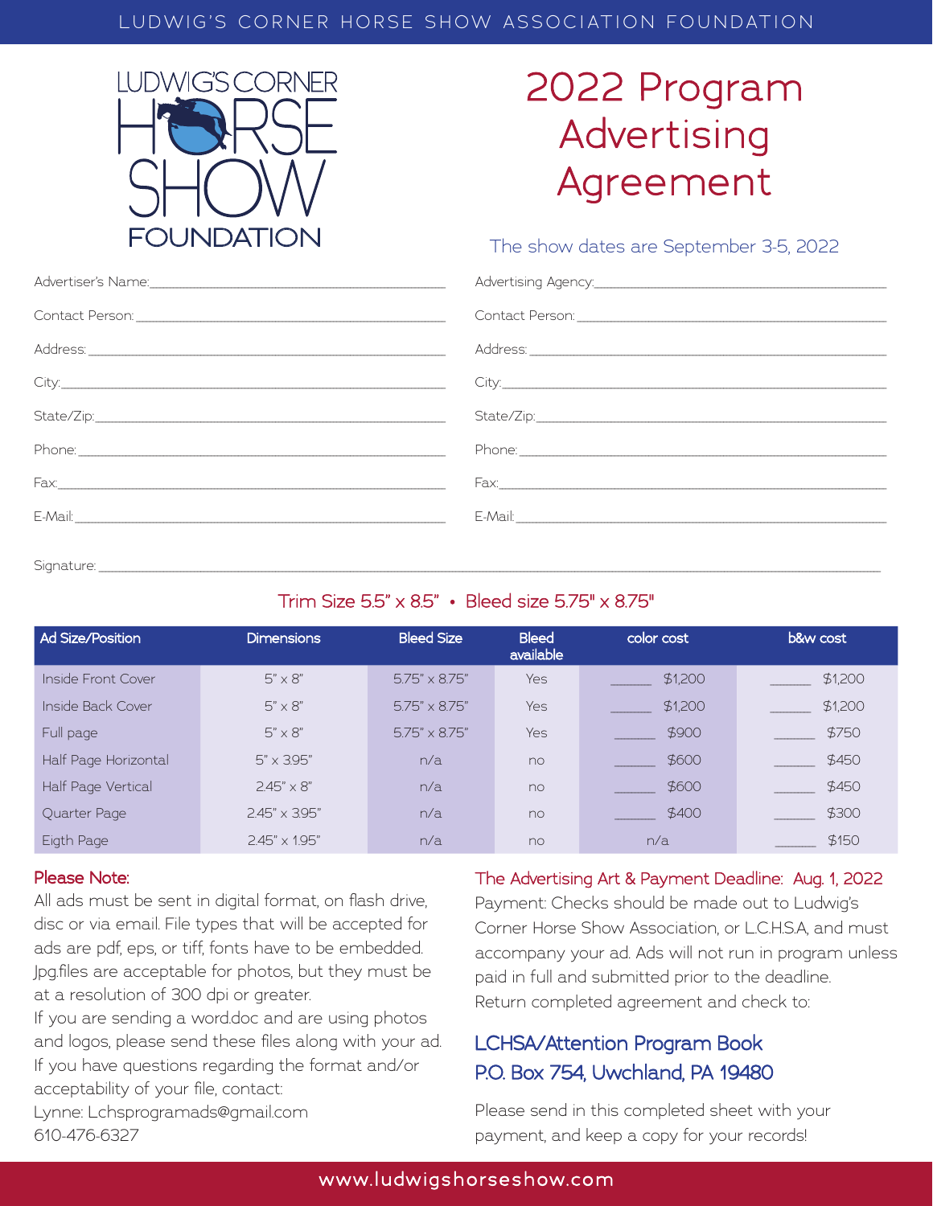LUDWIG'S CORNER HORSE SHOW ASSOCIATION FOUNDATION

LUDWIG'S CORNER HORSE SHOW FOUNDATION

# 2022 Program Advertising Agreement

The show dates are September 3-5, 2022

Advertiser's Name:\_\_\_\_\_\_\_\_\_\_\_\_\_\_\_\_\_\_\_\_\_\_\_\_\_\_\_\_\_\_\_\_

Contact Person:\_\_\_\_\_\_\_\_\_\_\_\_\_\_\_\_\_\_\_\_\_\_\_\_\_\_\_\_\_\_\_\_

Address:\_\_\_\_\_\_\_\_\_\_\_\_\_\_\_\_\_\_\_\_\_\_\_\_\_\_\_\_\_\_\_\_

City:\_\_\_\_\_\_\_\_\_\_\_\_\_\_\_\_\_\_\_\_\_\_\_\_\_\_\_\_\_\_\_\_

State/Zip:\_\_\_\_\_\_\_\_\_\_\_\_\_\_\_\_\_\_\_\_\_\_\_\_\_\_\_\_\_\_\_\_

Phone:\_\_\_\_\_\_\_\_\_\_\_\_\_\_\_\_\_\_\_\_\_\_\_\_\_\_\_\_\_\_\_\_

Fax:\_\_\_\_\_\_\_\_\_\_\_\_\_\_\_\_\_\_\_\_\_\_\_\_\_\_\_\_\_\_\_\_

E-Mail:\_\_\_\_\_\_\_\_\_\_\_\_\_\_\_\_\_\_\_\_\_\_\_\_\_\_\_\_\_\_\_\_

Advertising Agency:\_\_\_\_\_\_\_\_\_\_\_\_\_\_\_\_\_\_\_\_\_\_\_\_\_\_\_\_\_\_\_\_

Contact Person:\_\_\_\_\_\_\_\_\_\_\_\_\_\_\_\_\_\_\_\_\_\_\_\_\_\_\_\_\_\_\_\_

Address:\_\_\_\_\_\_\_\_\_\_\_\_\_\_\_\_\_\_\_\_\_\_\_\_\_\_\_\_\_\_\_\_

City:\_\_\_\_\_\_\_\_\_\_\_\_\_\_\_\_\_\_\_\_\_\_\_\_\_\_\_\_\_\_\_\_

State/Zip:\_\_\_\_\_\_\_\_\_\_\_\_\_\_\_\_\_\_\_\_\_\_\_\_\_\_\_\_\_\_\_\_

Phone:\_\_\_\_\_\_\_\_\_\_\_\_\_\_\_\_\_\_\_\_\_\_\_\_\_\_\_\_\_\_\_\_

Fax:\_\_\_\_\_\_\_\_\_\_\_\_\_\_\_\_\_\_\_\_\_\_\_\_\_\_\_\_\_\_\_\_

E-Mail:\_\_\_\_\_\_\_\_\_\_\_\_\_\_\_\_\_\_\_\_\_\_\_\_\_\_\_\_\_\_\_\_

Signature:\_\_\_\_\_\_\_\_\_\_\_\_\_\_\_\_\_\_\_\_\_\_\_\_\_\_\_\_\_\_\_\_\_\_\_\_\_\_\_\_\_\_\_\_\_\_\_\_\_\_\_\_

## Trim Size 5.5" x 8.5" • Bleed size 5.75" x 8.75"

| Ad Size/Position | Dimensions | Bleed Size | Bleed available | color cost | b&w cost |
|---|---|---|---|---|---|
| Inside Front Cover | 5" x 8" | 5.75" x 8.75" | Yes | \_\_\_\_\_ $1,200 | \_\_\_\_\_ $1,200 |
| Inside Back Cover | 5" x 8" | 5.75" x 8.75" | Yes | \_\_\_\_\_ $1,200 | \_\_\_\_\_ $1,200 |
| Full page | 5" x 8" | 5.75" x 8.75" | Yes | \_\_\_\_\_ $900 | \_\_\_\_\_ $750 |
| Half Page Horizontal | 5" x 3.95" | n/a | no | \_\_\_\_\_ $600 | \_\_\_\_\_ $450 |
| Half Page Vertical | 2.45" x 8" | n/a | no | \_\_\_\_\_ $600 | \_\_\_\_\_ $450 |
| Quarter Page | 2.45" x 3.95" | n/a | no | \_\_\_\_\_ $400 | \_\_\_\_\_ $300 |
| Eigth Page | 2.45" x 1.95" | n/a | no | n/a | \_\_\_\_\_ $150 |

### Please Note:

All ads must be sent in digital format, on flash drive, disc or via email. File types that will be accepted for ads are pdf, eps, or tiff, fonts have to be embedded. Jpg.files are acceptable for photos, but they must be at a resolution of 300 dpi or greater.

If you are sending a word.doc and are using photos and logos, please send these files along with your ad.

If you have questions regarding the format and/or acceptability of your file, contact:

Lynne: Lchsprogramads@gmail.com
610-476-6327

### The Advertising Art & Payment Deadline: Aug. 1, 2022

Payment: Checks should be made out to Ludwig's Corner Horse Show Association, or L.C.H.S.A, and must accompany your ad. Ads will not run in program unless paid in full and submitted prior to the deadline.

Return completed agreement and check to:

**LCHSA/Attention Program Book**
**P.O. Box 754, Uwchland, PA 19480**

Please send in this completed sheet with your payment, and keep a copy for your records!

www.ludwigshorseshow.com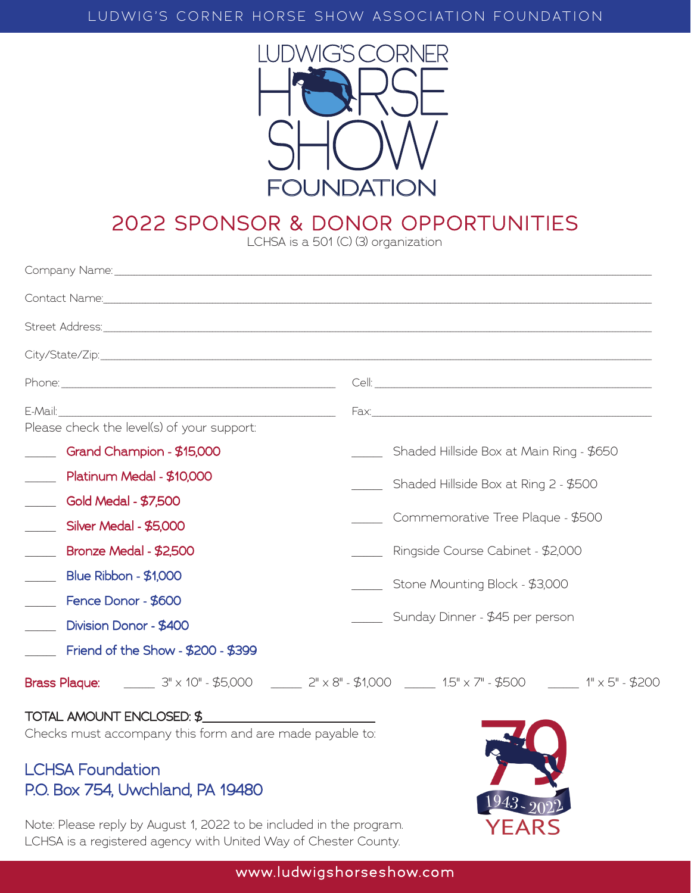LUDWIG'S CORNER HORSE SHOW ASSOCIATION FOUNDATION

# LUDWIG'S CORNER HORSE SHOW FOUNDATION

## 2022 SPONSOR & DONOR OPPORTUNITIES

LCHSA is a 501 (C) (3) organization

Company Name: ____________________

Contact Name: ____________________

Street Address: ____________________

City/State/Zip: ____________________

Phone: ____________________ Cell: ____________________

E-Mail: ____________________ Fax: ____________________

Please check the level(s) of your support:

- _____ Grand Champion - $15,000
- _____ Platinum Medal - $10,000
- _____ Gold Medal - $7,500
- _____ Silver Medal - $5,000
- _____ Bronze Medal - $2,500
- _____ Blue Ribbon - $1,000
- _____ Fence Donor - $600
- _____ Division Donor - $400
- _____ Friend of the Show - $200 - $399
- _____ Shaded Hillside Box at Main Ring - $650
- _____ Shaded Hillside Box at Ring 2 - $500
- _____ Commemorative Tree Plaque - $500
- _____ Ringside Course Cabinet - $2,000
- _____ Stone Mounting Block - $3,000
- _____ Sunday Dinner - $45 per person

**Brass Plaque:** _____ 3" x 10" - $5,000 _____ 2" x 8" - $1,000 _____ 1.5" x 7" - $500 _____ 1" x 5" - $200

**TOTAL AMOUNT ENCLOSED: $** ____________________

Checks must accompany this form and are made payable to:

LCHSA Foundation
P.O. Box 754, Uwchland, PA 19480

Note: Please reply by August 1, 2022 to be included in the program.
LCHSA is a registered agency with United Way of Chester County.

79 1943 - 2022 YEARS

www.ludwigshorseshow.com